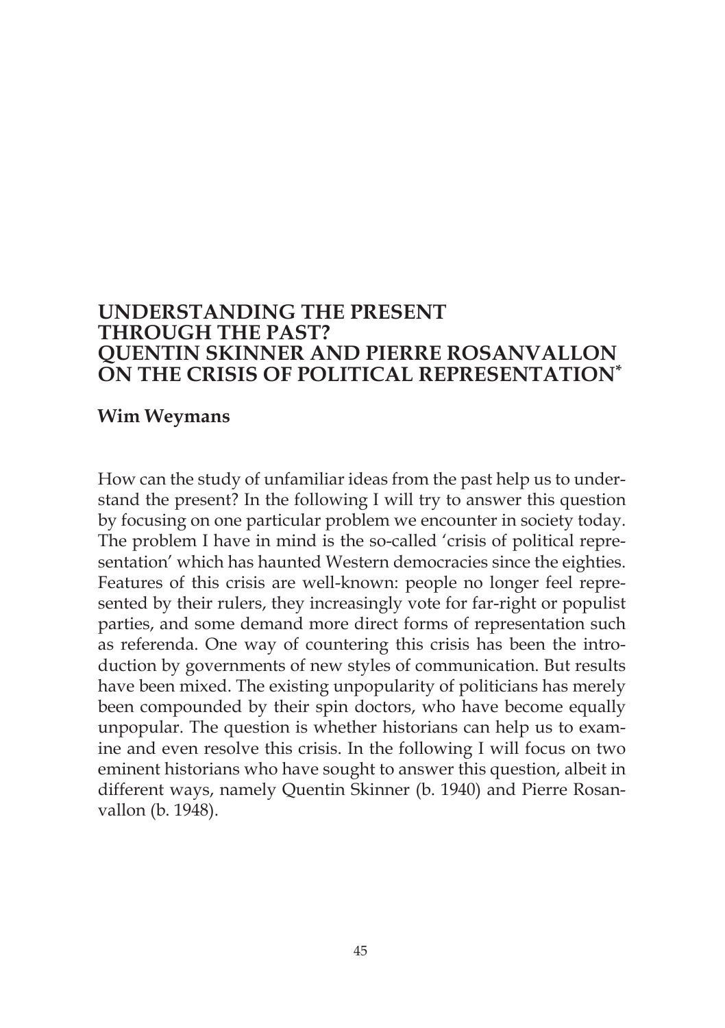# UNDERSTANDING THE PRESENT THROUGH THE PAST? QUENTIN SKINNER AND PIERRE ROSANVALLON ON THE CRISIS OF POLITICAL REPRESENTATION[*]

**Wim Weymans**

How can the study of unfamiliar ideas from the past help us to understand the present? In the following I will try to answer this question by focusing on one particular problem we encounter in society today. The problem I have in mind is the so-called 'crisis of political representation' which has haunted Western democracies since the eighties. Features of this crisis are well-known: people no longer feel represented by their rulers, they increasingly vote for far-right or populist parties, and some demand more direct forms of representation such as referenda. One way of countering this crisis has been the introduction by governments of new styles of communication. But results have been mixed. The existing unpopularity of politicians has merely been compounded by their spin doctors, who have become equally unpopular. The question is whether historians can help us to examine and even resolve this crisis. In the following I will focus on two eminent historians who have sought to answer this question, albeit in different ways, namely Quentin Skinner (b. 1940) and Pierre Rosanvallon (b. 1948).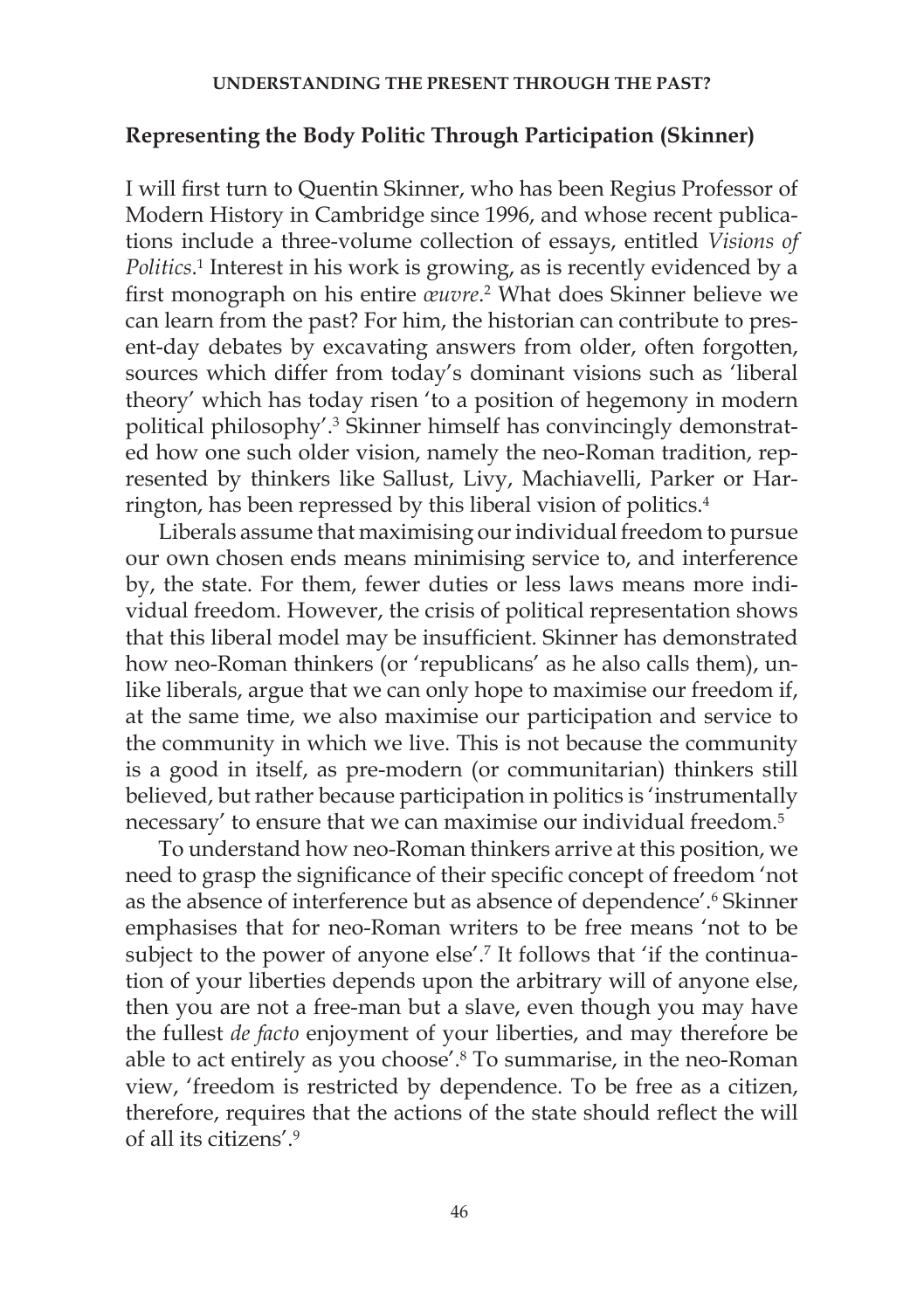## Representing the Body Politic Through Participation (Skinner)

I will first turn to Quentin Skinner, who has been Regius Professor of Modern History in Cambridge since 1996, and whose recent publications include a three-volume collection of essays, entitled *Visions of Politics*.[1] Interest in his work is growing, as is recently evidenced by a first monograph on his entire *œuvre*.[2] What does Skinner believe we can learn from the past? For him, the historian can contribute to present-day debates by excavating answers from older, often forgotten, sources which differ from today's dominant visions such as 'liberal theory' which has today risen 'to a position of hegemony in modern political philosophy'.[3] Skinner himself has convincingly demonstrated how one such older vision, namely the neo-Roman tradition, represented by thinkers like Sallust, Livy, Machiavelli, Parker or Harrington, has been repressed by this liberal vision of politics.[4]

Liberals assume that maximising our individual freedom to pursue our own chosen ends means minimising service to, and interference by, the state. For them, fewer duties or less laws means more individual freedom. However, the crisis of political representation shows that this liberal model may be insufficient. Skinner has demonstrated how neo-Roman thinkers (or 'republicans' as he also calls them), unlike liberals, argue that we can only hope to maximise our freedom if, at the same time, we also maximise our participation and service to the community in which we live. This is not because the community is a good in itself, as pre-modern (or communitarian) thinkers still believed, but rather because participation in politics is 'instrumentally necessary' to ensure that we can maximise our individual freedom.[5]

To understand how neo-Roman thinkers arrive at this position, we need to grasp the significance of their specific concept of freedom 'not as the absence of interference but as absence of dependence'.[6] Skinner emphasises that for neo-Roman writers to be free means 'not to be subject to the power of anyone else'.[7] It follows that 'if the continuation of your liberties depends upon the arbitrary will of anyone else, then you are not a free-man but a slave, even though you may have the fullest *de facto* enjoyment of your liberties, and may therefore be able to act entirely as you choose'.[8] To summarise, in the neo-Roman view, 'freedom is restricted by dependence. To be free as a citizen, therefore, requires that the actions of the state should reflect the will of all its citizens'.[9]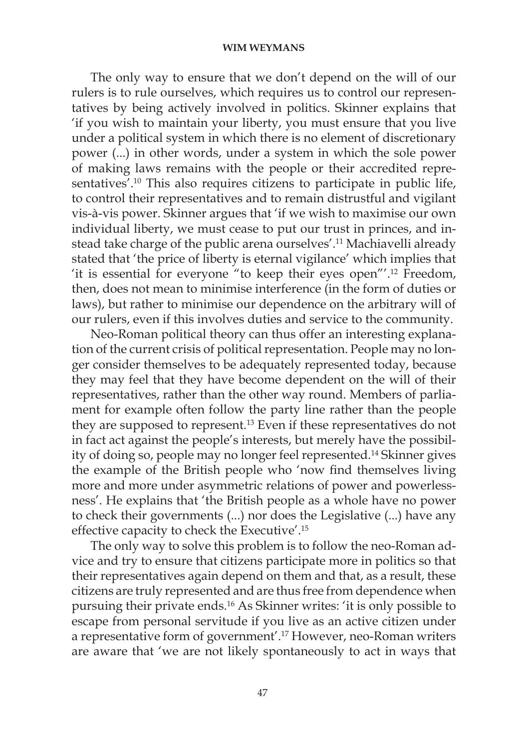The only way to ensure that we don't depend on the will of our rulers is to rule ourselves, which requires us to control our representatives by being actively involved in politics. Skinner explains that 'if you wish to maintain your liberty, you must ensure that you live under a political system in which there is no element of discretionary power (...) in other words, under a system in which the sole power of making laws remains with the people or their accredited representatives'.[10] This also requires citizens to participate in public life, to control their representatives and to remain distrustful and vigilant vis-à-vis power. Skinner argues that 'if we wish to maximise our own individual liberty, we must cease to put our trust in princes, and instead take charge of the public arena ourselves'.[11] Machiavelli already stated that 'the price of liberty is eternal vigilance' which implies that 'it is essential for everyone "to keep their eyes open"'.[12] Freedom, then, does not mean to minimise interference (in the form of duties or laws), but rather to minimise our dependence on the arbitrary will of our rulers, even if this involves duties and service to the community.

Neo-Roman political theory can thus offer an interesting explanation of the current crisis of political representation. People may no longer consider themselves to be adequately represented today, because they may feel that they have become dependent on the will of their representatives, rather than the other way round. Members of parliament for example often follow the party line rather than the people they are supposed to represent.[13] Even if these representatives do not in fact act against the people's interests, but merely have the possibility of doing so, people may no longer feel represented.[14] Skinner gives the example of the British people who 'now find themselves living more and more under asymmetric relations of power and powerlessness'. He explains that 'the British people as a whole have no power to check their governments (...) nor does the Legislative (...) have any effective capacity to check the Executive'.[15]

The only way to solve this problem is to follow the neo-Roman advice and try to ensure that citizens participate more in politics so that their representatives again depend on them and that, as a result, these citizens are truly represented and are thus free from dependence when pursuing their private ends.[16] As Skinner writes: 'it is only possible to escape from personal servitude if you live as an active citizen under a representative form of government'.[17] However, neo-Roman writers are aware that 'we are not likely spontaneously to act in ways that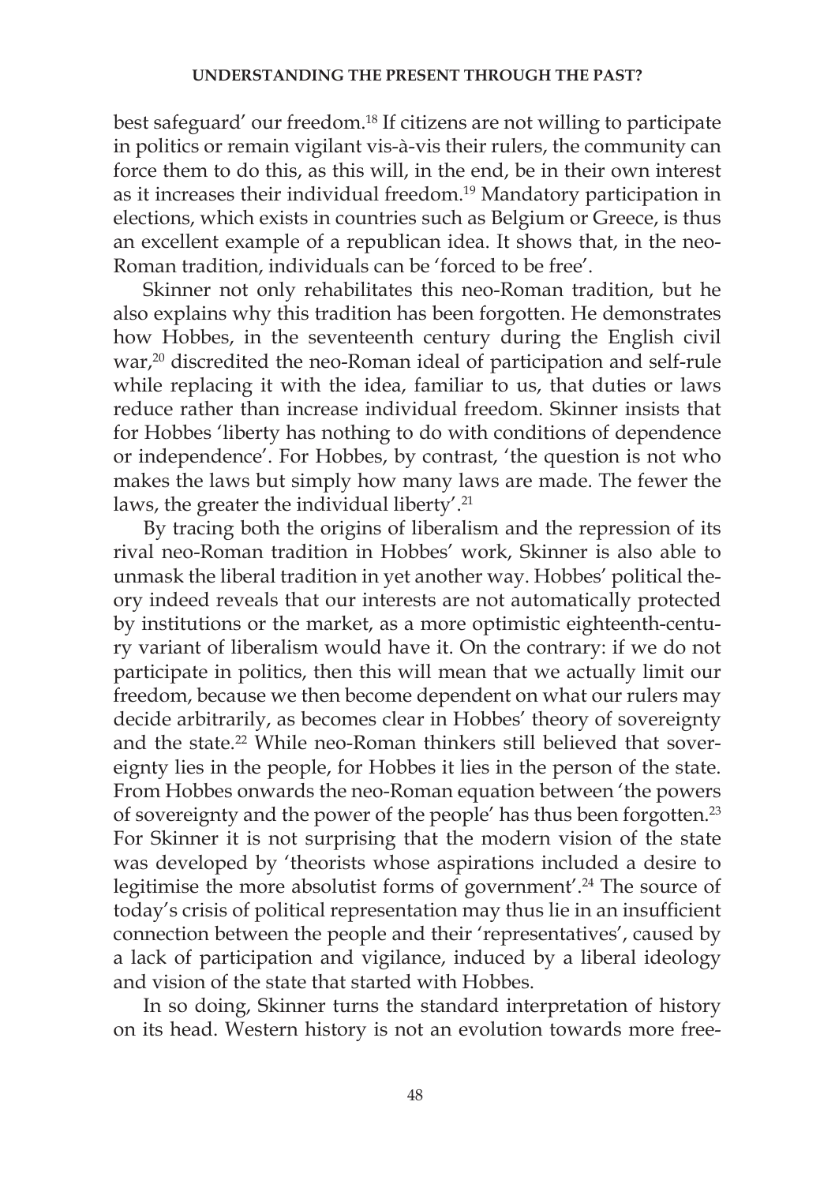best safeguard' our freedom.[18] If citizens are not willing to participate in politics or remain vigilant vis-à-vis their rulers, the community can force them to do this, as this will, in the end, be in their own interest as it increases their individual freedom.[19] Mandatory participation in elections, which exists in countries such as Belgium or Greece, is thus an excellent example of a republican idea. It shows that, in the neo-Roman tradition, individuals can be 'forced to be free'.

Skinner not only rehabilitates this neo-Roman tradition, but he also explains why this tradition has been forgotten. He demonstrates how Hobbes, in the seventeenth century during the English civil war,[20] discredited the neo-Roman ideal of participation and self-rule while replacing it with the idea, familiar to us, that duties or laws reduce rather than increase individual freedom. Skinner insists that for Hobbes 'liberty has nothing to do with conditions of dependence or independence'. For Hobbes, by contrast, 'the question is not who makes the laws but simply how many laws are made. The fewer the laws, the greater the individual liberty'.[21]

By tracing both the origins of liberalism and the repression of its rival neo-Roman tradition in Hobbes' work, Skinner is also able to unmask the liberal tradition in yet another way. Hobbes' political theory indeed reveals that our interests are not automatically protected by institutions or the market, as a more optimistic eighteenth-century variant of liberalism would have it. On the contrary: if we do not participate in politics, then this will mean that we actually limit our freedom, because we then become dependent on what our rulers may decide arbitrarily, as becomes clear in Hobbes' theory of sovereignty and the state.[22] While neo-Roman thinkers still believed that sovereignty lies in the people, for Hobbes it lies in the person of the state. From Hobbes onwards the neo-Roman equation between 'the powers of sovereignty and the power of the people' has thus been forgotten.[23] For Skinner it is not surprising that the modern vision of the state was developed by 'theorists whose aspirations included a desire to legitimise the more absolutist forms of government'.[24] The source of today's crisis of political representation may thus lie in an insufficient connection between the people and their 'representatives', caused by a lack of participation and vigilance, induced by a liberal ideology and vision of the state that started with Hobbes.

In so doing, Skinner turns the standard interpretation of history on its head. Western history is not an evolution towards more free-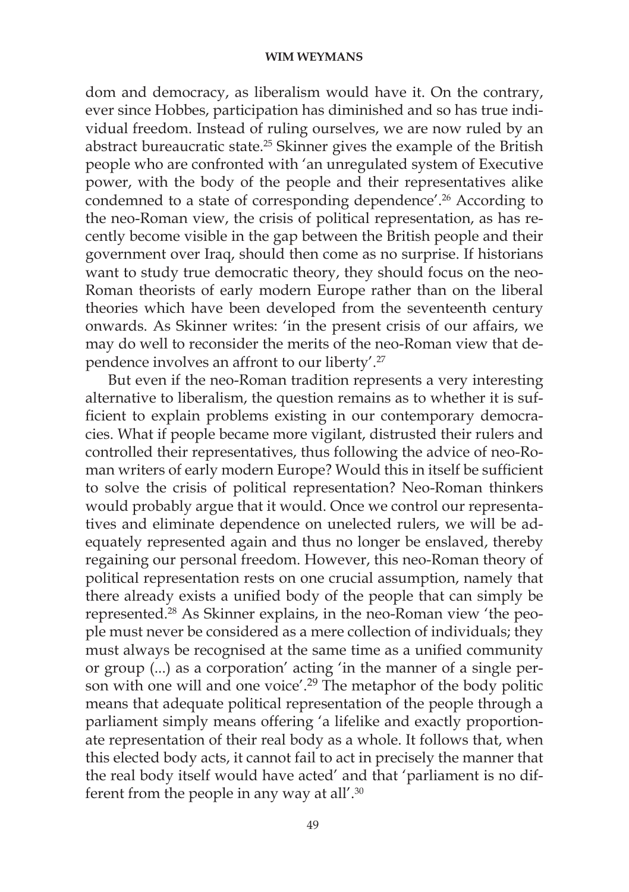dom and democracy, as liberalism would have it. On the contrary, ever since Hobbes, participation has diminished and so has true individual freedom. Instead of ruling ourselves, we are now ruled by an abstract bureaucratic state.[25] Skinner gives the example of the British people who are confronted with 'an unregulated system of Executive power, with the body of the people and their representatives alike condemned to a state of corresponding dependence'.[26] According to the neo-Roman view, the crisis of political representation, as has recently become visible in the gap between the British people and their government over Iraq, should then come as no surprise. If historians want to study true democratic theory, they should focus on the neo-Roman theorists of early modern Europe rather than on the liberal theories which have been developed from the seventeenth century onwards. As Skinner writes: 'in the present crisis of our affairs, we may do well to reconsider the merits of the neo-Roman view that dependence involves an affront to our liberty'.[27]

But even if the neo-Roman tradition represents a very interesting alternative to liberalism, the question remains as to whether it is sufficient to explain problems existing in our contemporary democracies. What if people became more vigilant, distrusted their rulers and controlled their representatives, thus following the advice of neo-Roman writers of early modern Europe? Would this in itself be sufficient to solve the crisis of political representation? Neo-Roman thinkers would probably argue that it would. Once we control our representatives and eliminate dependence on unelected rulers, we will be adequately represented again and thus no longer be enslaved, thereby regaining our personal freedom. However, this neo-Roman theory of political representation rests on one crucial assumption, namely that there already exists a unified body of the people that can simply be represented.[28] As Skinner explains, in the neo-Roman view 'the people must never be considered as a mere collection of individuals; they must always be recognised at the same time as a unified community or group (...) as a corporation' acting 'in the manner of a single person with one will and one voice'.[29] The metaphor of the body politic means that adequate political representation of the people through a parliament simply means offering 'a lifelike and exactly proportionate representation of their real body as a whole. It follows that, when this elected body acts, it cannot fail to act in precisely the manner that the real body itself would have acted' and that 'parliament is no different from the people in any way at all'.[30]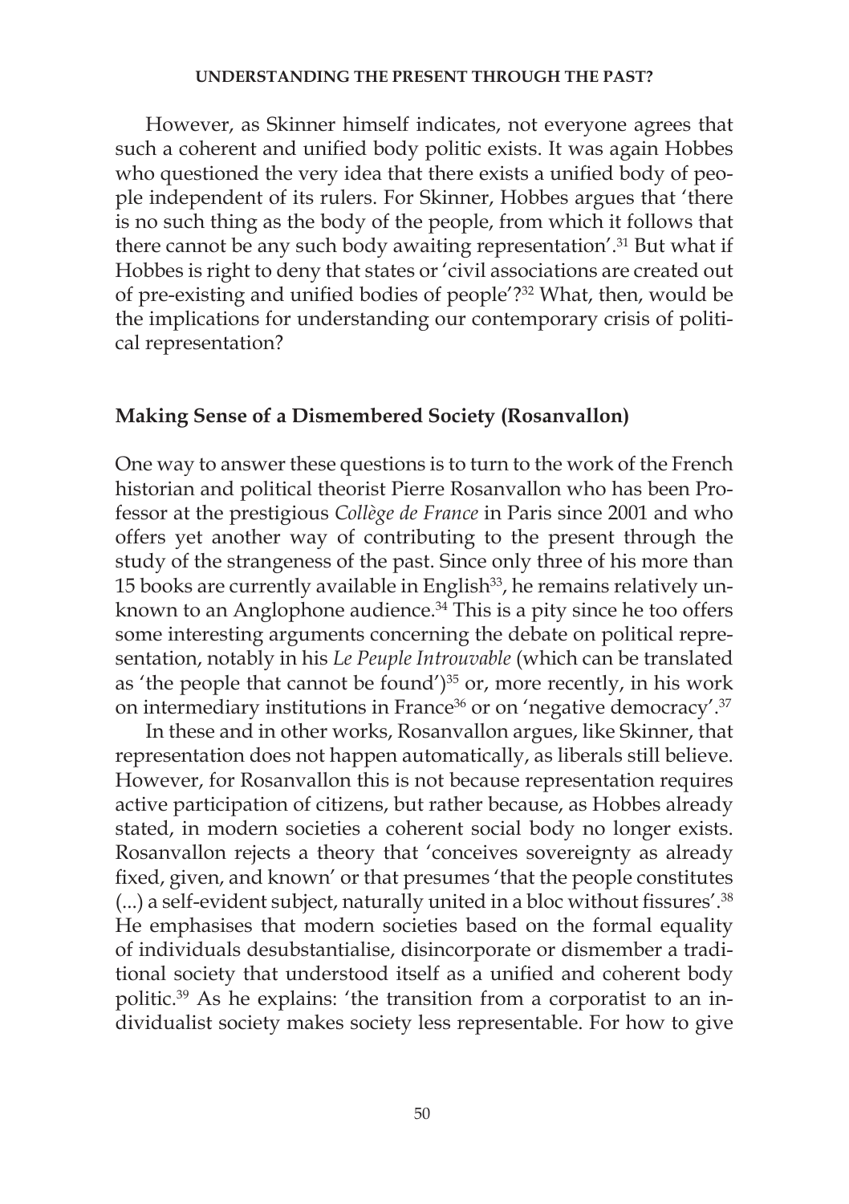However, as Skinner himself indicates, not everyone agrees that such a coherent and unified body politic exists. It was again Hobbes who questioned the very idea that there exists a unified body of people independent of its rulers. For Skinner, Hobbes argues that 'there is no such thing as the body of the people, from which it follows that there cannot be any such body awaiting representation'.[31] But what if Hobbes is right to deny that states or 'civil associations are created out of pre-existing and unified bodies of people'?[32] What, then, would be the implications for understanding our contemporary crisis of political representation?

## Making Sense of a Dismembered Society (Rosanvallon)

One way to answer these questions is to turn to the work of the French historian and political theorist Pierre Rosanvallon who has been Professor at the prestigious *Collège de France* in Paris since 2001 and who offers yet another way of contributing to the present through the study of the strangeness of the past. Since only three of his more than 15 books are currently available in English[33], he remains relatively unknown to an Anglophone audience.[34] This is a pity since he too offers some interesting arguments concerning the debate on political representation, notably in his *Le Peuple Introuvable* (which can be translated as 'the people that cannot be found')[35] or, more recently, in his work on intermediary institutions in France[36] or on 'negative democracy'.[37]

In these and in other works, Rosanvallon argues, like Skinner, that representation does not happen automatically, as liberals still believe. However, for Rosanvallon this is not because representation requires active participation of citizens, but rather because, as Hobbes already stated, in modern societies a coherent social body no longer exists. Rosanvallon rejects a theory that 'conceives sovereignty as already fixed, given, and known' or that presumes 'that the people constitutes (...) a self-evident subject, naturally united in a bloc without fissures'.[38] He emphasises that modern societies based on the formal equality of individuals desubstantialise, disincorporate or dismember a traditional society that understood itself as a unified and coherent body politic.[39] As he explains: 'the transition from a corporatist to an individualist society makes society less representable. For how to give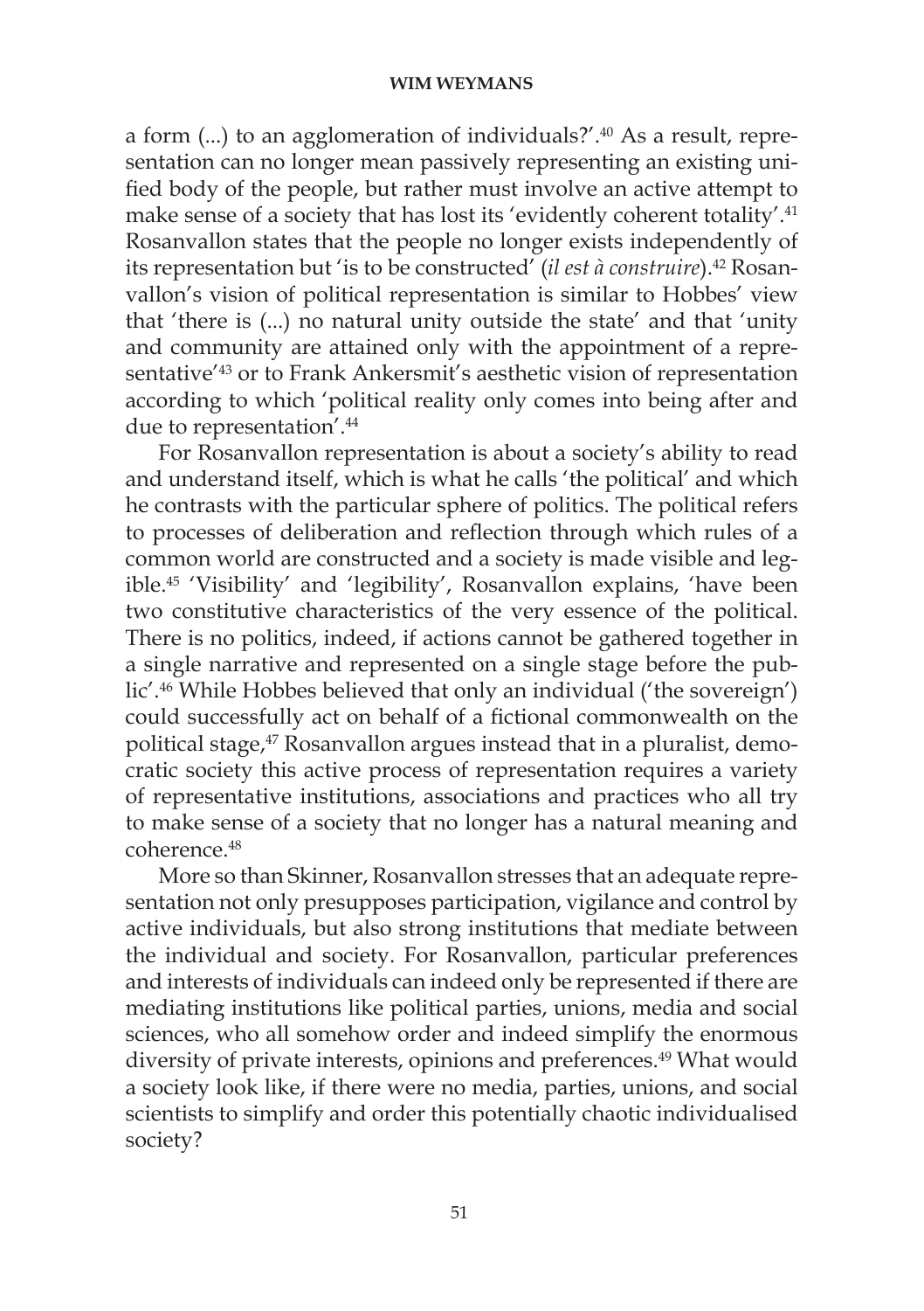a form (...) to an agglomeration of individuals?'.[40] As a result, representation can no longer mean passively representing an existing unified body of the people, but rather must involve an active attempt to make sense of a society that has lost its 'evidently coherent totality'.[41] Rosanvallon states that the people no longer exists independently of its representation but 'is to be constructed' (*il est à construire*).[42] Rosanvallon's vision of political representation is similar to Hobbes' view that 'there is (...) no natural unity outside the state' and that 'unity and community are attained only with the appointment of a representative'[43] or to Frank Ankersmit's aesthetic vision of representation according to which 'political reality only comes into being after and due to representation'.[44]

For Rosanvallon representation is about a society's ability to read and understand itself, which is what he calls 'the political' and which he contrasts with the particular sphere of politics. The political refers to processes of deliberation and reflection through which rules of a common world are constructed and a society is made visible and legible.[45] 'Visibility' and 'legibility', Rosanvallon explains, 'have been two constitutive characteristics of the very essence of the political. There is no politics, indeed, if actions cannot be gathered together in a single narrative and represented on a single stage before the public'.[46] While Hobbes believed that only an individual ('the sovereign') could successfully act on behalf of a fictional commonwealth on the political stage,[47] Rosanvallon argues instead that in a pluralist, democratic society this active process of representation requires a variety of representative institutions, associations and practices who all try to make sense of a society that no longer has a natural meaning and coherence.[48]

More so than Skinner, Rosanvallon stresses that an adequate representation not only presupposes participation, vigilance and control by active individuals, but also strong institutions that mediate between the individual and society. For Rosanvallon, particular preferences and interests of individuals can indeed only be represented if there are mediating institutions like political parties, unions, media and social sciences, who all somehow order and indeed simplify the enormous diversity of private interests, opinions and preferences.[49] What would a society look like, if there were no media, parties, unions, and social scientists to simplify and order this potentially chaotic individualised society?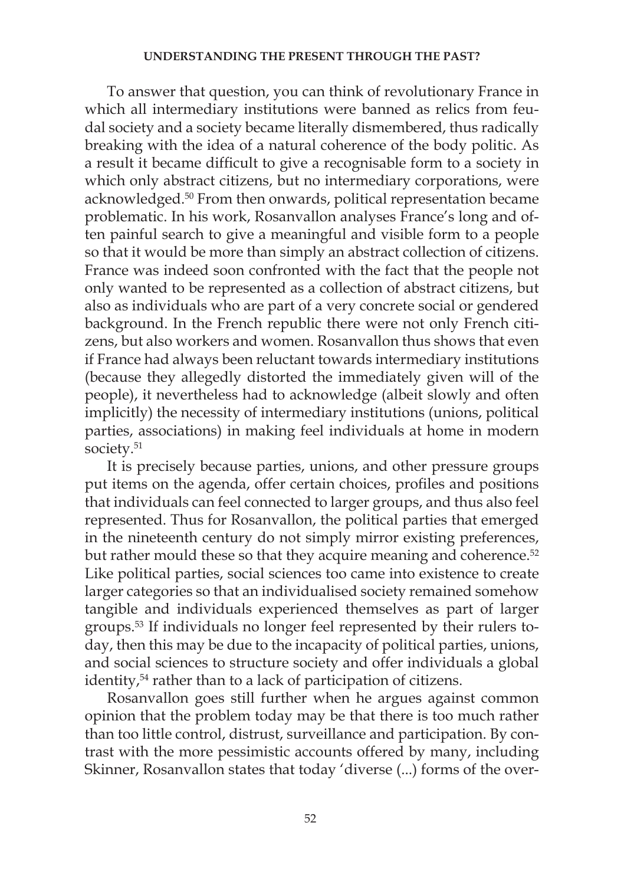To answer that question, you can think of revolutionary France in which all intermediary institutions were banned as relics from feudal society and a society became literally dismembered, thus radically breaking with the idea of a natural coherence of the body politic. As a result it became difficult to give a recognisable form to a society in which only abstract citizens, but no intermediary corporations, were acknowledged.[50] From then onwards, political representation became problematic. In his work, Rosanvallon analyses France's long and often painful search to give a meaningful and visible form to a people so that it would be more than simply an abstract collection of citizens. France was indeed soon confronted with the fact that the people not only wanted to be represented as a collection of abstract citizens, but also as individuals who are part of a very concrete social or gendered background. In the French republic there were not only French citizens, but also workers and women. Rosanvallon thus shows that even if France had always been reluctant towards intermediary institutions (because they allegedly distorted the immediately given will of the people), it nevertheless had to acknowledge (albeit slowly and often implicitly) the necessity of intermediary institutions (unions, political parties, associations) in making feel individuals at home in modern society.[51]

It is precisely because parties, unions, and other pressure groups put items on the agenda, offer certain choices, profiles and positions that individuals can feel connected to larger groups, and thus also feel represented. Thus for Rosanvallon, the political parties that emerged in the nineteenth century do not simply mirror existing preferences, but rather mould these so that they acquire meaning and coherence.[52] Like political parties, social sciences too came into existence to create larger categories so that an individualised society remained somehow tangible and individuals experienced themselves as part of larger groups.[53] If individuals no longer feel represented by their rulers today, then this may be due to the incapacity of political parties, unions, and social sciences to structure society and offer individuals a global identity,[54] rather than to a lack of participation of citizens.

Rosanvallon goes still further when he argues against common opinion that the problem today may be that there is too much rather than too little control, distrust, surveillance and participation. By contrast with the more pessimistic accounts offered by many, including Skinner, Rosanvallon states that today 'diverse (...) forms of the over-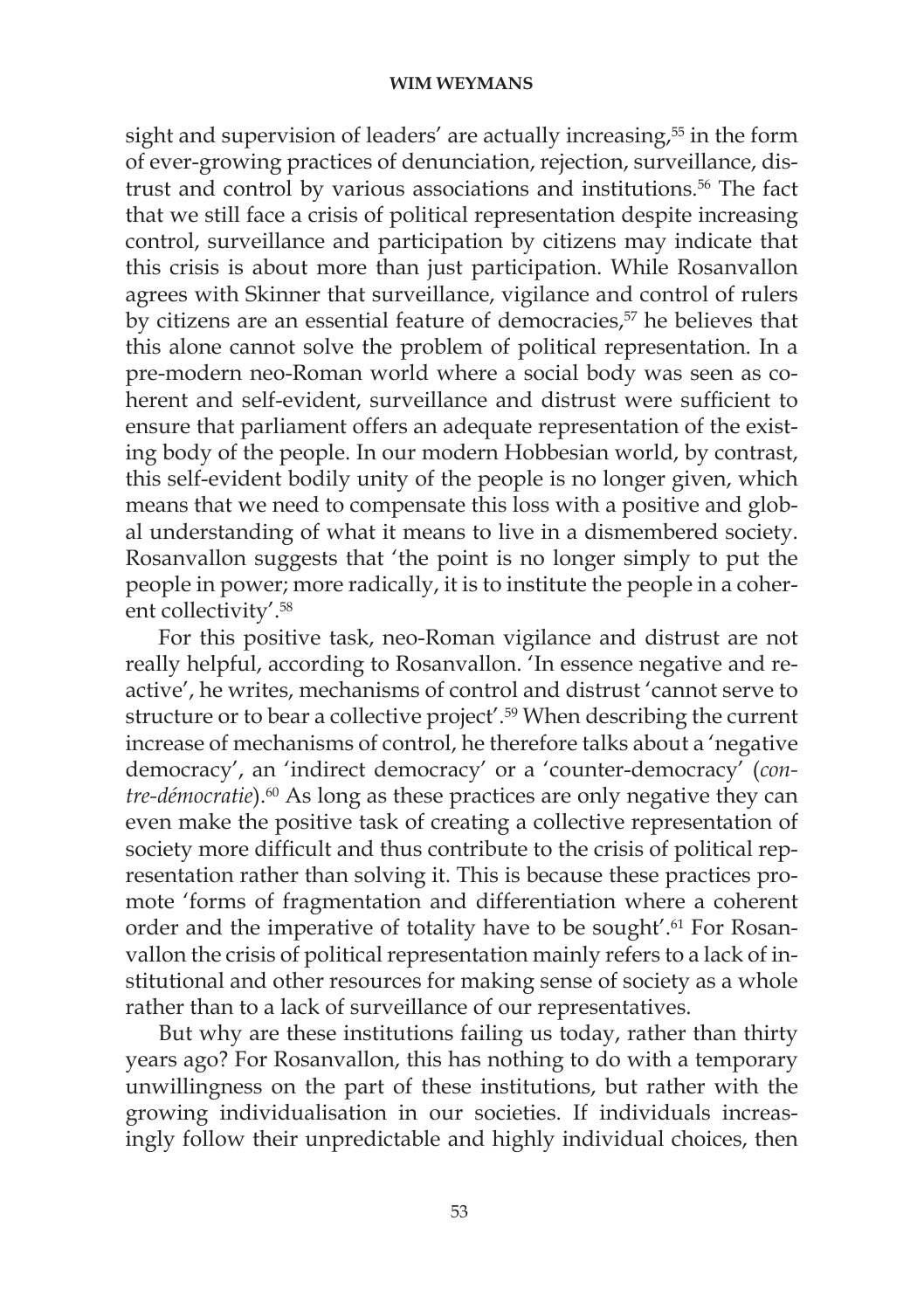sight and supervision of leaders' are actually increasing,[55] in the form of ever-growing practices of denunciation, rejection, surveillance, distrust and control by various associations and institutions.[56] The fact that we still face a crisis of political representation despite increasing control, surveillance and participation by citizens may indicate that this crisis is about more than just participation. While Rosanvallon agrees with Skinner that surveillance, vigilance and control of rulers by citizens are an essential feature of democracies,[57] he believes that this alone cannot solve the problem of political representation. In a pre-modern neo-Roman world where a social body was seen as coherent and self-evident, surveillance and distrust were sufficient to ensure that parliament offers an adequate representation of the existing body of the people. In our modern Hobbesian world, by contrast, this self-evident bodily unity of the people is no longer given, which means that we need to compensate this loss with a positive and global understanding of what it means to live in a dismembered society. Rosanvallon suggests that 'the point is no longer simply to put the people in power; more radically, it is to institute the people in a coherent collectivity'.[58]

For this positive task, neo-Roman vigilance and distrust are not really helpful, according to Rosanvallon. 'In essence negative and reactive', he writes, mechanisms of control and distrust 'cannot serve to structure or to bear a collective project'.[59] When describing the current increase of mechanisms of control, he therefore talks about a 'negative democracy', an 'indirect democracy' or a 'counter-democracy' (*contre-démocratie*).[60] As long as these practices are only negative they can even make the positive task of creating a collective representation of society more difficult and thus contribute to the crisis of political representation rather than solving it. This is because these practices promote 'forms of fragmentation and differentiation where a coherent order and the imperative of totality have to be sought'.[61] For Rosanvallon the crisis of political representation mainly refers to a lack of institutional and other resources for making sense of society as a whole rather than to a lack of surveillance of our representatives.

But why are these institutions failing us today, rather than thirty years ago? For Rosanvallon, this has nothing to do with a temporary unwillingness on the part of these institutions, but rather with the growing individualisation in our societies. If individuals increasingly follow their unpredictable and highly individual choices, then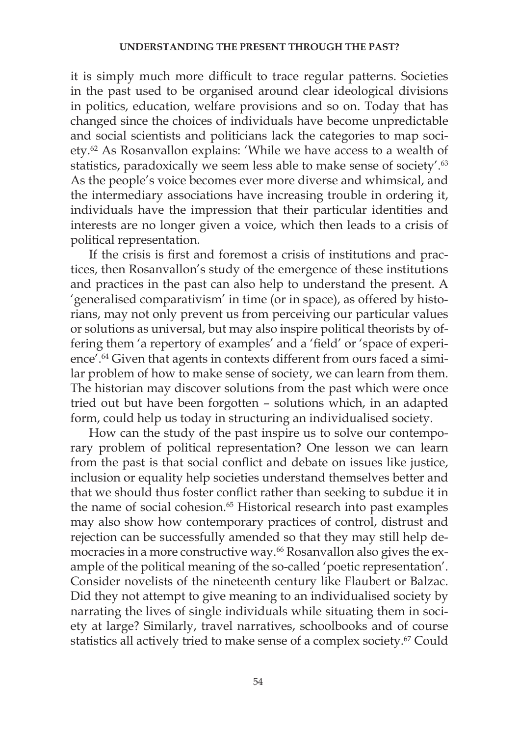it is simply much more difficult to trace regular patterns. Societies in the past used to be organised around clear ideological divisions in politics, education, welfare provisions and so on. Today that has changed since the choices of individuals have become unpredictable and social scientists and politicians lack the categories to map society.[62] As Rosanvallon explains: 'While we have access to a wealth of statistics, paradoxically we seem less able to make sense of society'.[63] As the people's voice becomes ever more diverse and whimsical, and the intermediary associations have increasing trouble in ordering it, individuals have the impression that their particular identities and interests are no longer given a voice, which then leads to a crisis of political representation.

If the crisis is first and foremost a crisis of institutions and practices, then Rosanvallon's study of the emergence of these institutions and practices in the past can also help to understand the present. A 'generalised comparativism' in time (or in space), as offered by historians, may not only prevent us from perceiving our particular values or solutions as universal, but may also inspire political theorists by offering them 'a repertory of examples' and a 'field' or 'space of experience'.[64] Given that agents in contexts different from ours faced a similar problem of how to make sense of society, we can learn from them. The historian may discover solutions from the past which were once tried out but have been forgotten – solutions which, in an adapted form, could help us today in structuring an individualised society.

How can the study of the past inspire us to solve our contemporary problem of political representation? One lesson we can learn from the past is that social conflict and debate on issues like justice, inclusion or equality help societies understand themselves better and that we should thus foster conflict rather than seeking to subdue it in the name of social cohesion.[65] Historical research into past examples may also show how contemporary practices of control, distrust and rejection can be successfully amended so that they may still help democracies in a more constructive way.[66] Rosanvallon also gives the example of the political meaning of the so-called 'poetic representation'. Consider novelists of the nineteenth century like Flaubert or Balzac. Did they not attempt to give meaning to an individualised society by narrating the lives of single individuals while situating them in society at large? Similarly, travel narratives, schoolbooks and of course statistics all actively tried to make sense of a complex society.[67] Could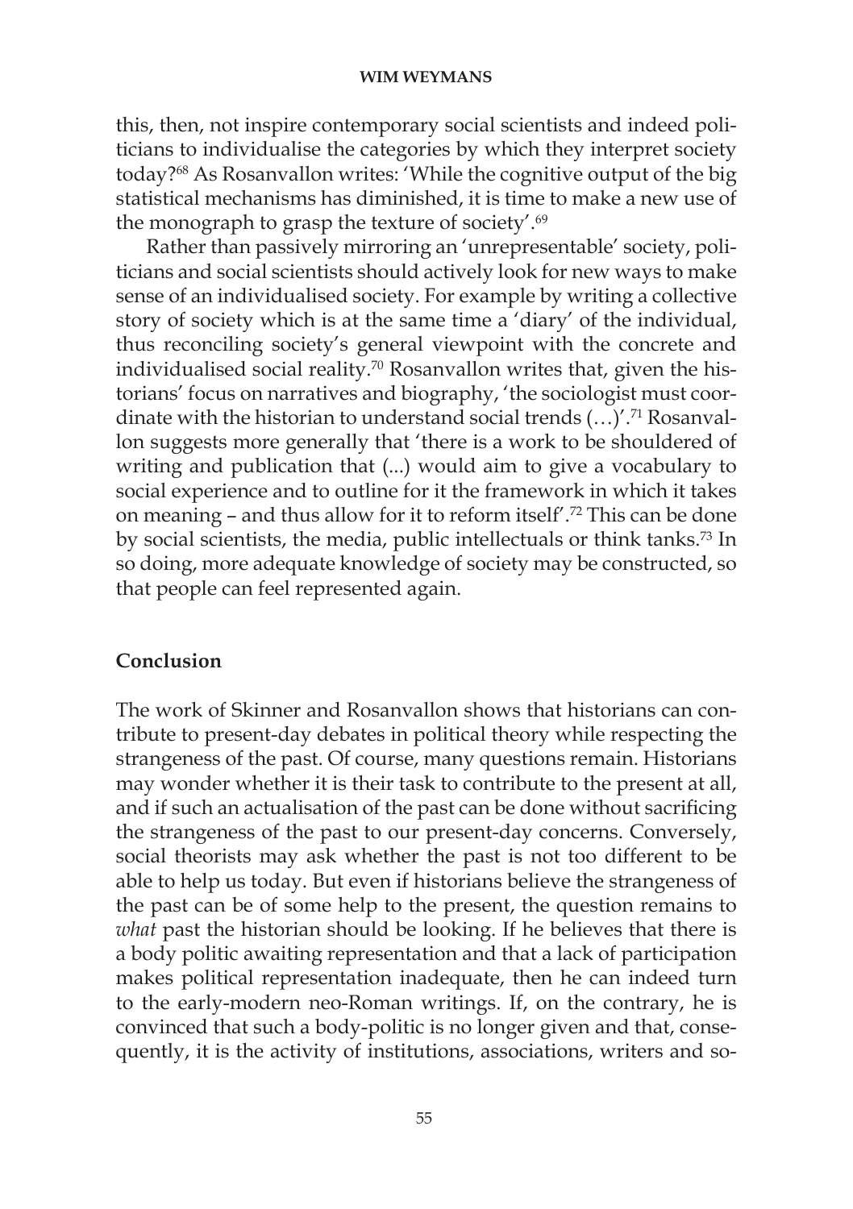this, then, not inspire contemporary social scientists and indeed politicians to individualise the categories by which they interpret society today?[68] As Rosanvallon writes: 'While the cognitive output of the big statistical mechanisms has diminished, it is time to make a new use of the monograph to grasp the texture of society'.[69]

Rather than passively mirroring an 'unrepresentable' society, politicians and social scientists should actively look for new ways to make sense of an individualised society. For example by writing a collective story of society which is at the same time a 'diary' of the individual, thus reconciling society's general viewpoint with the concrete and individualised social reality.[70] Rosanvallon writes that, given the historians' focus on narratives and biography, 'the sociologist must coordinate with the historian to understand social trends (…)'.[71] Rosanvallon suggests more generally that 'there is a work to be shouldered of writing and publication that (...) would aim to give a vocabulary to social experience and to outline for it the framework in which it takes on meaning – and thus allow for it to reform itself'.[72] This can be done by social scientists, the media, public intellectuals or think tanks.[73] In so doing, more adequate knowledge of society may be constructed, so that people can feel represented again.

## Conclusion

The work of Skinner and Rosanvallon shows that historians can contribute to present-day debates in political theory while respecting the strangeness of the past. Of course, many questions remain. Historians may wonder whether it is their task to contribute to the present at all, and if such an actualisation of the past can be done without sacrificing the strangeness of the past to our present-day concerns. Conversely, social theorists may ask whether the past is not too different to be able to help us today. But even if historians believe the strangeness of the past can be of some help to the present, the question remains to *what* past the historian should be looking. If he believes that there is a body politic awaiting representation and that a lack of participation makes political representation inadequate, then he can indeed turn to the early-modern neo-Roman writings. If, on the contrary, he is convinced that such a body-politic is no longer given and that, consequently, it is the activity of institutions, associations, writers and so-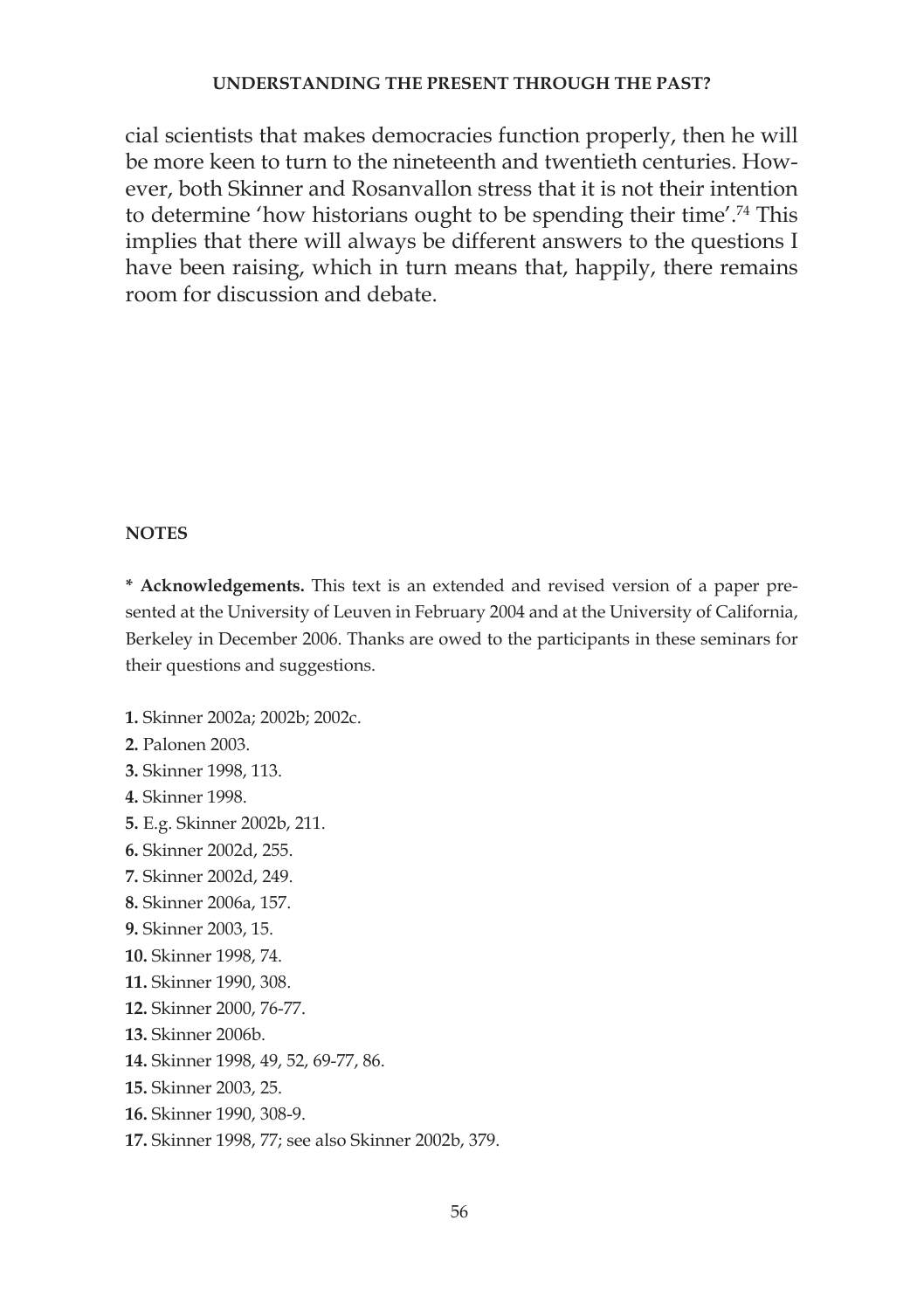cial scientists that makes democracies function properly, then he will be more keen to turn to the nineteenth and twentieth centuries. However, both Skinner and Rosanvallon stress that it is not their intention to determine 'how historians ought to be spending their time'.[74] This implies that there will always be different answers to the questions I have been raising, which in turn means that, happily, there remains room for discussion and debate.

## NOTES

**\* Acknowledgements.** This text is an extended and revised version of a paper presented at the University of Leuven in February 2004 and at the University of California, Berkeley in December 2006. Thanks are owed to the participants in these seminars for their questions and suggestions.

**1.** Skinner 2002a; 2002b; 2002c.
**2.** Palonen 2003.
**3.** Skinner 1998, 113.
**4.** Skinner 1998.
**5.** E.g. Skinner 2002b, 211.
**6.** Skinner 2002d, 255.
**7.** Skinner 2002d, 249.
**8.** Skinner 2006a, 157.
**9.** Skinner 2003, 15.
**10.** Skinner 1998, 74.
**11.** Skinner 1990, 308.
**12.** Skinner 2000, 76-77.
**13.** Skinner 2006b.
**14.** Skinner 1998, 49, 52, 69-77, 86.
**15.** Skinner 2003, 25.
**16.** Skinner 1990, 308-9.
**17.** Skinner 1998, 77; see also Skinner 2002b, 379.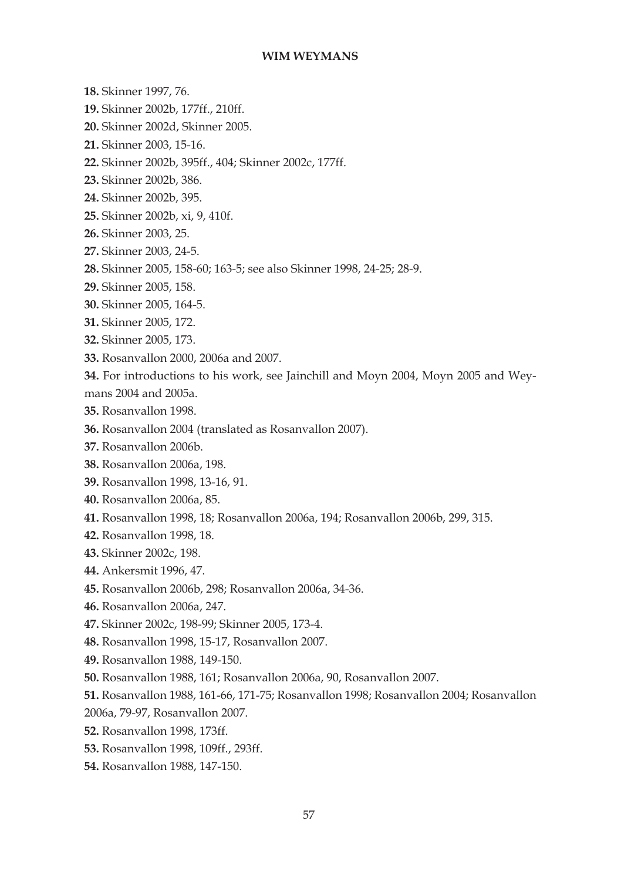**18.** Skinner 1997, 76.

**19.** Skinner 2002b, 177ff., 210ff.

**20.** Skinner 2002d, Skinner 2005.

**21.** Skinner 2003, 15-16.

**22.** Skinner 2002b, 395ff., 404; Skinner 2002c, 177ff.

**23.** Skinner 2002b, 386.

**24.** Skinner 2002b, 395.

**25.** Skinner 2002b, xi, 9, 410f.

**26.** Skinner 2003, 25.

**27.** Skinner 2003, 24-5.

**28.** Skinner 2005, 158-60; 163-5; see also Skinner 1998, 24-25; 28-9.

**29.** Skinner 2005, 158.

**30.** Skinner 2005, 164-5.

**31.** Skinner 2005, 172.

**32.** Skinner 2005, 173.

**33.** Rosanvallon 2000, 2006a and 2007.

**34.** For introductions to his work, see Jainchill and Moyn 2004, Moyn 2005 and Weymans 2004 and 2005a.

**35.** Rosanvallon 1998.

**36.** Rosanvallon 2004 (translated as Rosanvallon 2007).

**37.** Rosanvallon 2006b.

**38.** Rosanvallon 2006a, 198.

**39.** Rosanvallon 1998, 13-16, 91.

**40.** Rosanvallon 2006a, 85.

**41.** Rosanvallon 1998, 18; Rosanvallon 2006a, 194; Rosanvallon 2006b, 299, 315.

**42.** Rosanvallon 1998, 18.

**43.** Skinner 2002c, 198.

**44.** Ankersmit 1996, 47.

**45.** Rosanvallon 2006b, 298; Rosanvallon 2006a, 34-36.

**46.** Rosanvallon 2006a, 247.

**47.** Skinner 2002c, 198-99; Skinner 2005, 173-4.

**48.** Rosanvallon 1998, 15-17, Rosanvallon 2007.

**49.** Rosanvallon 1988, 149-150.

**50.** Rosanvallon 1988, 161; Rosanvallon 2006a, 90, Rosanvallon 2007.

**51.** Rosanvallon 1988, 161-66, 171-75; Rosanvallon 1998; Rosanvallon 2004; Rosanvallon 2006a, 79-97, Rosanvallon 2007.

**52.** Rosanvallon 1998, 173ff.

**53.** Rosanvallon 1998, 109ff., 293ff.

**54.** Rosanvallon 1988, 147-150.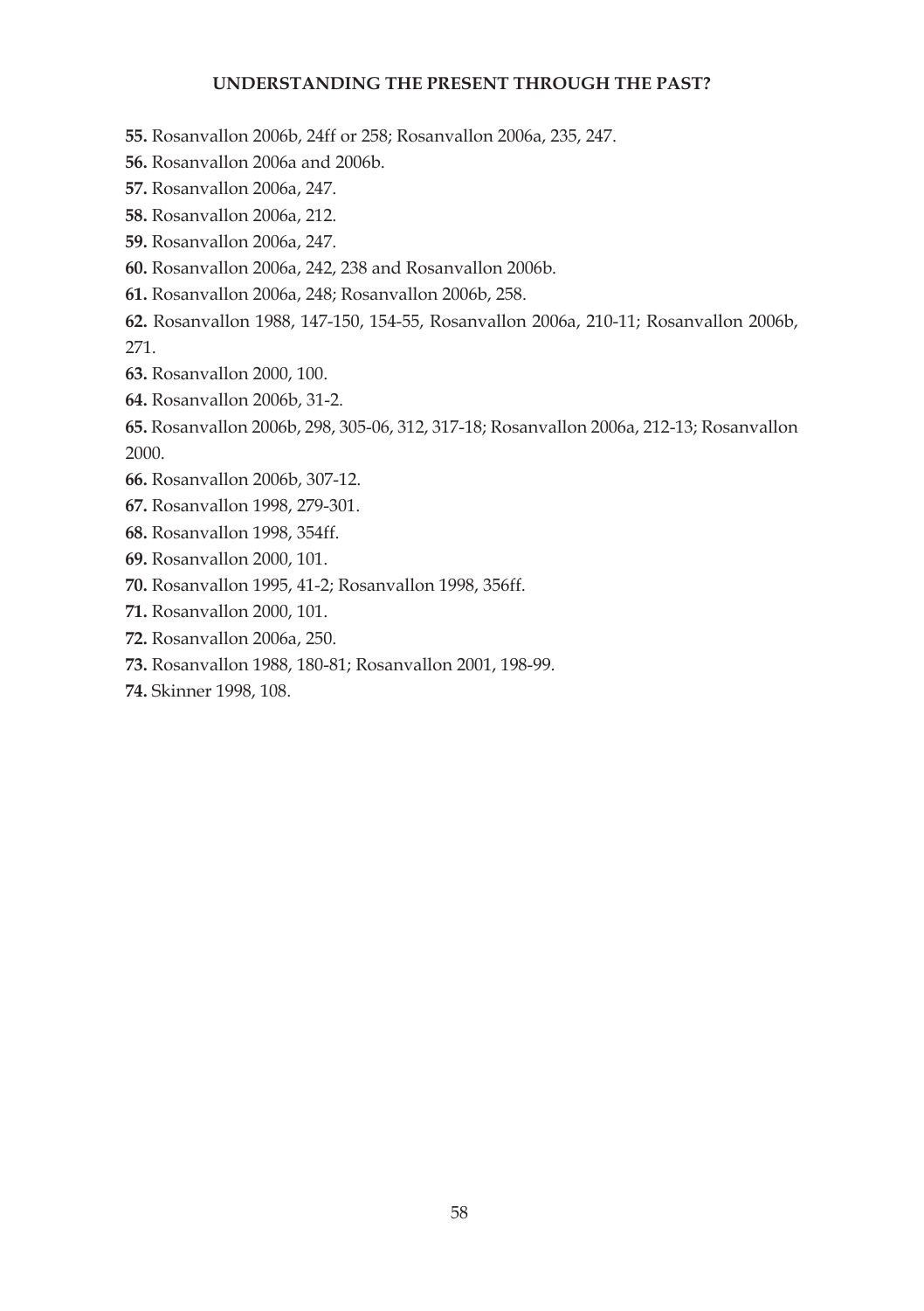**55.** Rosanvallon 2006b, 24ff or 258; Rosanvallon 2006a, 235, 247.

**56.** Rosanvallon 2006a and 2006b.

**57.** Rosanvallon 2006a, 247.

**58.** Rosanvallon 2006a, 212.

**59.** Rosanvallon 2006a, 247.

**60.** Rosanvallon 2006a, 242, 238 and Rosanvallon 2006b.

**61.** Rosanvallon 2006a, 248; Rosanvallon 2006b, 258.

**62.** Rosanvallon 1988, 147-150, 154-55, Rosanvallon 2006a, 210-11; Rosanvallon 2006b, 271.

**63.** Rosanvallon 2000, 100.

**64.** Rosanvallon 2006b, 31-2.

**65.** Rosanvallon 2006b, 298, 305-06, 312, 317-18; Rosanvallon 2006a, 212-13; Rosanvallon 2000.

**66.** Rosanvallon 2006b, 307-12.

**67.** Rosanvallon 1998, 279-301.

**68.** Rosanvallon 1998, 354ff.

**69.** Rosanvallon 2000, 101.

**70.** Rosanvallon 1995, 41-2; Rosanvallon 1998, 356ff.

**71.** Rosanvallon 2000, 101.

**72.** Rosanvallon 2006a, 250.

**73.** Rosanvallon 1988, 180-81; Rosanvallon 2001, 198-99.

**74.** Skinner 1998, 108.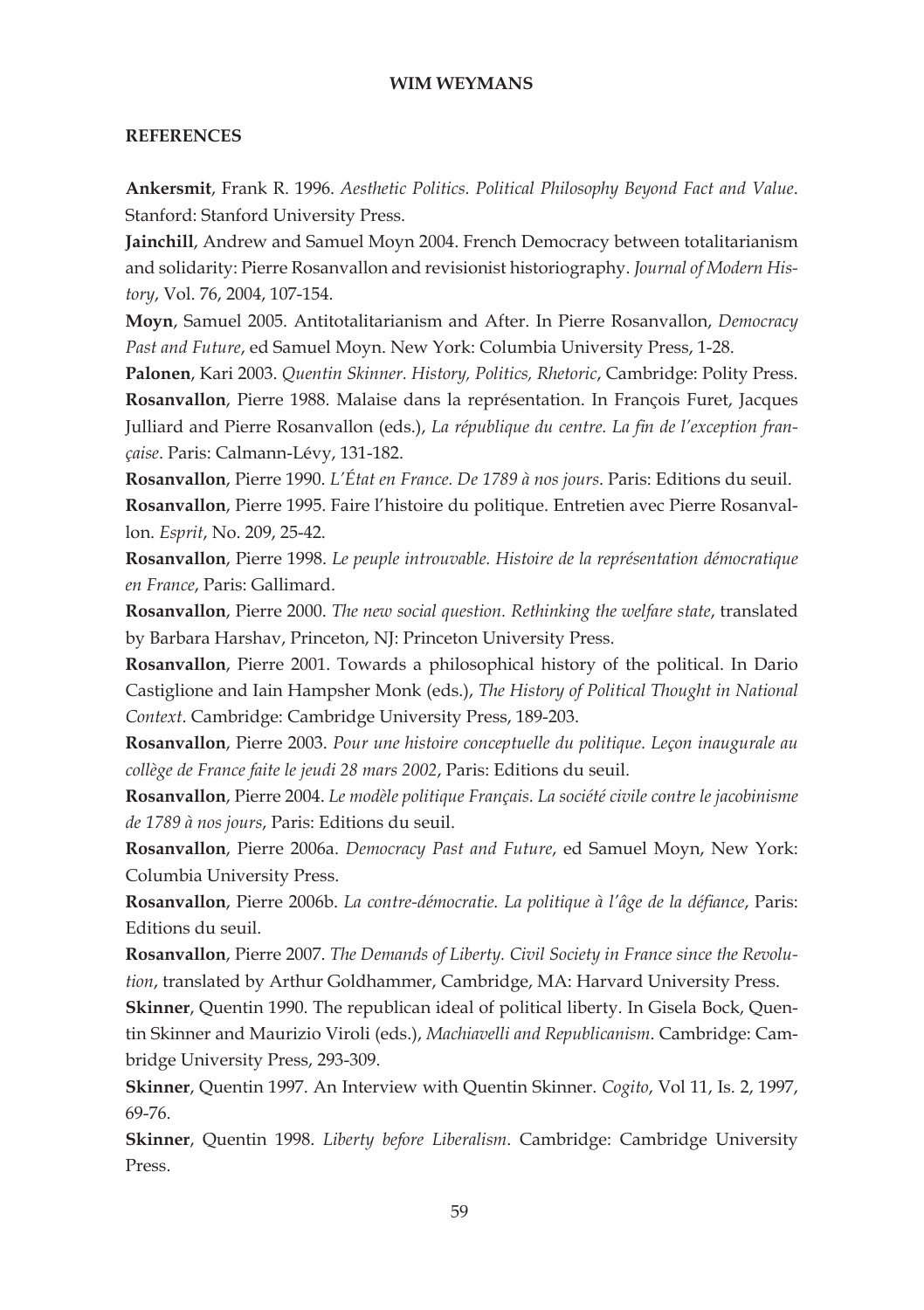## REFERENCES

**Ankersmit**, Frank R. 1996. *Aesthetic Politics. Political Philosophy Beyond Fact and Value*. Stanford: Stanford University Press.

**Jainchill**, Andrew and Samuel Moyn 2004. French Democracy between totalitarianism and solidarity: Pierre Rosanvallon and revisionist historiography. *Journal of Modern History*, Vol. 76, 2004, 107-154.

**Moyn**, Samuel 2005. Antitotalitarianism and After. In Pierre Rosanvallon, *Democracy Past and Future*, ed Samuel Moyn. New York: Columbia University Press, 1-28.

**Palonen**, Kari 2003. *Quentin Skinner. History, Politics, Rhetoric*, Cambridge: Polity Press.

**Rosanvallon**, Pierre 1988. Malaise dans la représentation. In François Furet, Jacques Julliard and Pierre Rosanvallon (eds.), *La république du centre. La fin de l'exception française*. Paris: Calmann-Lévy, 131-182.

**Rosanvallon**, Pierre 1990. *L'État en France. De 1789 à nos jours*. Paris: Editions du seuil.

**Rosanvallon**, Pierre 1995. Faire l'histoire du politique. Entretien avec Pierre Rosanvallon. *Esprit*, No. 209, 25-42.

**Rosanvallon**, Pierre 1998. *Le peuple introuvable. Histoire de la représentation démocratique en France*, Paris: Gallimard.

**Rosanvallon**, Pierre 2000. *The new social question. Rethinking the welfare state*, translated by Barbara Harshav, Princeton, NJ: Princeton University Press.

**Rosanvallon**, Pierre 2001. Towards a philosophical history of the political. In Dario Castiglione and Iain Hampsher Monk (eds.), *The History of Political Thought in National Context*. Cambridge: Cambridge University Press, 189-203.

**Rosanvallon**, Pierre 2003. *Pour une histoire conceptuelle du politique. Leçon inaugurale au collège de France faite le jeudi 28 mars 2002*, Paris: Editions du seuil.

**Rosanvallon**, Pierre 2004. *Le modèle politique Français. La société civile contre le jacobinisme de 1789 à nos jours*, Paris: Editions du seuil.

**Rosanvallon**, Pierre 2006a. *Democracy Past and Future*, ed Samuel Moyn, New York: Columbia University Press.

**Rosanvallon**, Pierre 2006b. *La contre-démocratie. La politique à l'âge de la défiance*, Paris: Editions du seuil.

**Rosanvallon**, Pierre 2007. *The Demands of Liberty. Civil Society in France since the Revolution*, translated by Arthur Goldhammer, Cambridge, MA: Harvard University Press.

**Skinner**, Quentin 1990. The republican ideal of political liberty. In Gisela Bock, Quentin Skinner and Maurizio Viroli (eds.), *Machiavelli and Republicanism*. Cambridge: Cambridge University Press, 293-309.

**Skinner**, Quentin 1997. An Interview with Quentin Skinner. *Cogito*, Vol 11, Is. 2, 1997, 69-76.

**Skinner**, Quentin 1998. *Liberty before Liberalism*. Cambridge: Cambridge University Press.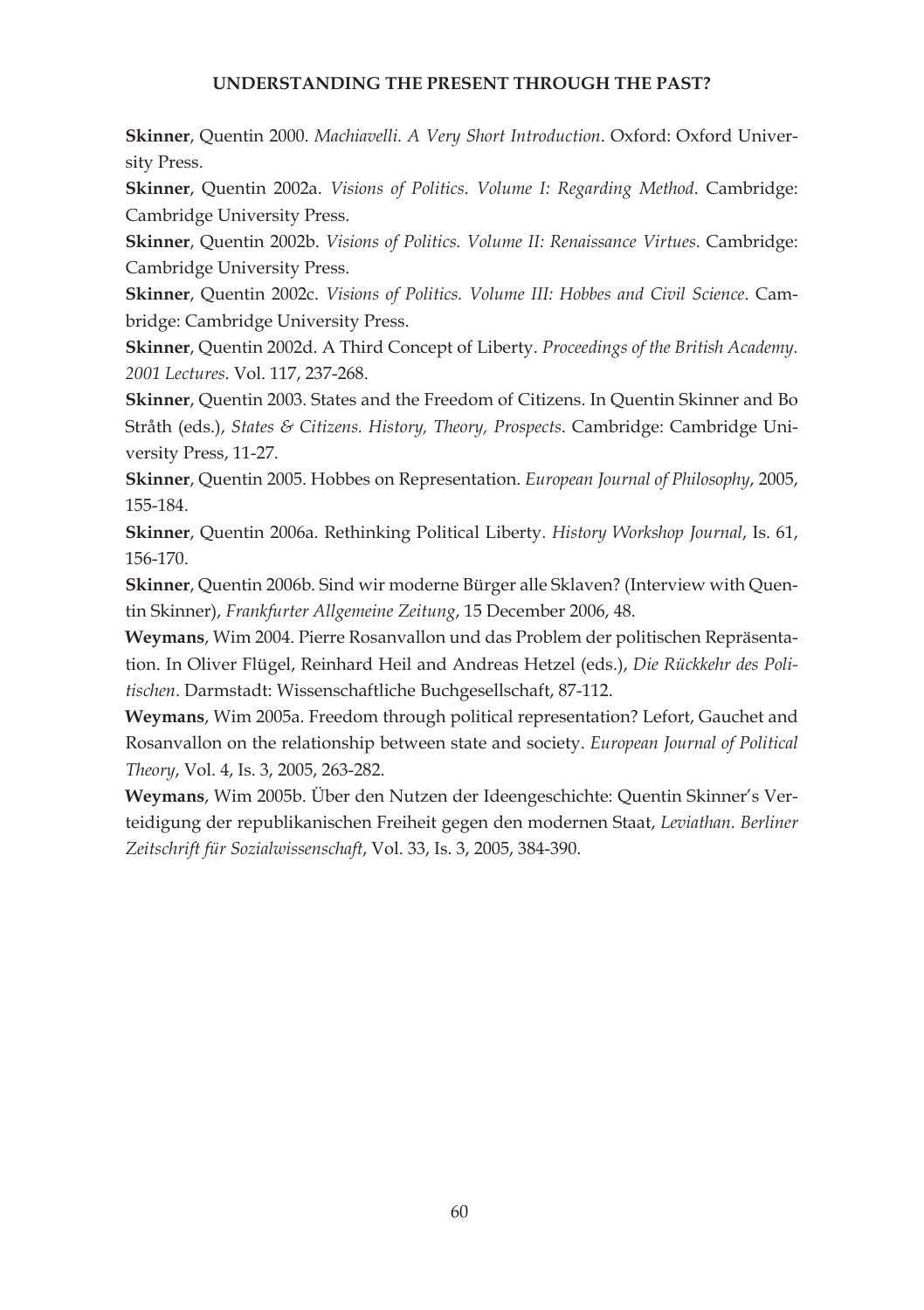**Skinner**, Quentin 2000. *Machiavelli. A Very Short Introduction*. Oxford: Oxford University Press.

**Skinner**, Quentin 2002a. *Visions of Politics. Volume I: Regarding Method*. Cambridge: Cambridge University Press.

**Skinner**, Quentin 2002b. *Visions of Politics. Volume II: Renaissance Virtues*. Cambridge: Cambridge University Press.

**Skinner**, Quentin 2002c. *Visions of Politics. Volume III: Hobbes and Civil Science*. Cambridge: Cambridge University Press.

**Skinner**, Quentin 2002d. A Third Concept of Liberty. *Proceedings of the British Academy. 2001 Lectures*. Vol. 117, 237-268.

**Skinner**, Quentin 2003. States and the Freedom of Citizens. In Quentin Skinner and Bo Stråth (eds.), *States & Citizens. History, Theory, Prospects*. Cambridge: Cambridge University Press, 11-27.

**Skinner**, Quentin 2005. Hobbes on Representation. *European Journal of Philosophy*, 2005, 155-184.

**Skinner**, Quentin 2006a. Rethinking Political Liberty. *History Workshop Journal*, Is. 61, 156-170.

**Skinner**, Quentin 2006b. Sind wir moderne Bürger alle Sklaven? (Interview with Quentin Skinner), *Frankfurter Allgemeine Zeitung*, 15 December 2006, 48.

**Weymans**, Wim 2004. Pierre Rosanvallon und das Problem der politischen Repräsentation. In Oliver Flügel, Reinhard Heil and Andreas Hetzel (eds.), *Die Rückkehr des Politischen*. Darmstadt: Wissenschaftliche Buchgesellschaft, 87-112.

**Weymans**, Wim 2005a. Freedom through political representation? Lefort, Gauchet and Rosanvallon on the relationship between state and society. *European Journal of Political Theory*, Vol. 4, Is. 3, 2005, 263-282.

**Weymans**, Wim 2005b. Über den Nutzen der Ideengeschichte: Quentin Skinner's Verteidigung der republikanischen Freiheit gegen den modernen Staat, *Leviathan. Berliner Zeitschrift für Sozialwissenschaft*, Vol. 33, Is. 3, 2005, 384-390.